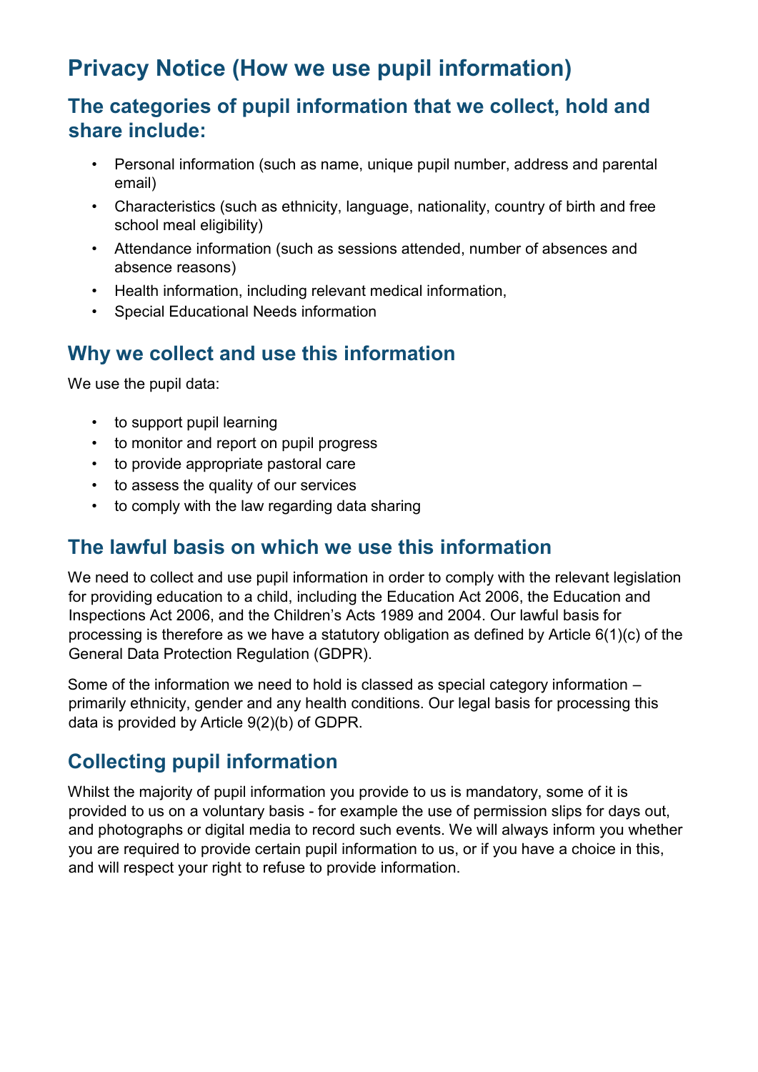# Privacy Notice (How we use pupil information)

## The categories of pupil information that we collect, hold and share include:

- Personal information (such as name, unique pupil number, address and parental email)
- Characteristics (such as ethnicity, language, nationality, country of birth and free school meal eligibility)
- Attendance information (such as sessions attended, number of absences and absence reasons)
- Health information, including relevant medical information,
- Special Educational Needs information

## Why we collect and use this information

We use the pupil data:

- to support pupil learning
- to monitor and report on pupil progress
- to provide appropriate pastoral care
- to assess the quality of our services
- to comply with the law regarding data sharing

## The lawful basis on which we use this information

We need to collect and use pupil information in order to comply with the relevant legislation for providing education to a child, including the Education Act 2006, the Education and Inspections Act 2006, and the Children's Acts 1989 and 2004. Our lawful basis for processing is therefore as we have a statutory obligation as defined by Article 6(1)(c) of the General Data Protection Regulation (GDPR).

Some of the information we need to hold is classed as special category information – primarily ethnicity, gender and any health conditions. Our legal basis for processing this data is provided by Article 9(2)(b) of GDPR.

## Collecting pupil information

Whilst the majority of pupil information you provide to us is mandatory, some of it is provided to us on a voluntary basis - for example the use of permission slips for days out, and photographs or digital media to record such events. We will always inform you whether you are required to provide certain pupil information to us, or if you have a choice in this, and will respect your right to refuse to provide information.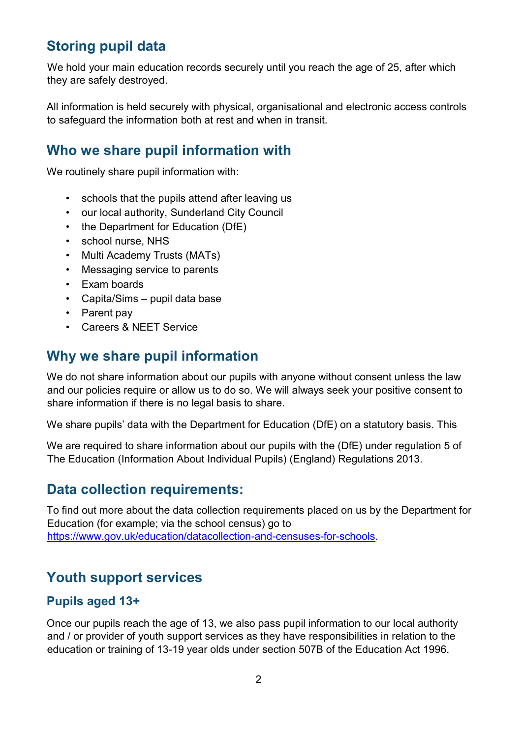## Storing pupil data

We hold your main education records securely until you reach the age of 25, after which they are safely destroyed.

All information is held securely with physical, organisational and electronic access controls to safeguard the information both at rest and when in transit.

## Who we share pupil information with

We routinely share pupil information with:

- schools that the pupils attend after leaving us
- our local authority, Sunderland City Council
- the Department for Education (DfE)
- school nurse, NHS
- Multi Academy Trusts (MATs)
- Messaging service to parents
- Exam boards
- Capita/Sims – pupil data base
- Parent pay
- Careers & NEET Service

## Why we share pupil information

We do not share information about our pupils with anyone without consent unless the law and our policies require or allow us to do so. We will always seek your positive consent to share information if there is no legal basis to share.

We share pupils' data with the Department for Education (DfE) on a statutory basis. This

We are required to share information about our pupils with the (DfE) under regulation 5 of The Education (Information About Individual Pupils) (England) Regulations 2013.

## Data collection requirements:

To find out more about the data collection requirements placed on us by the Department for Education (for example; via the school census) go to https://www.gov.uk/education/datacollection-and-censuses-for-schools.

## Youth support services

### Pupils aged 13+

Once our pupils reach the age of 13, we also pass pupil information to our local authority and / or provider of youth support services as they have responsibilities in relation to the education or training of 13-19 year olds under section 507B of the Education Act 1996.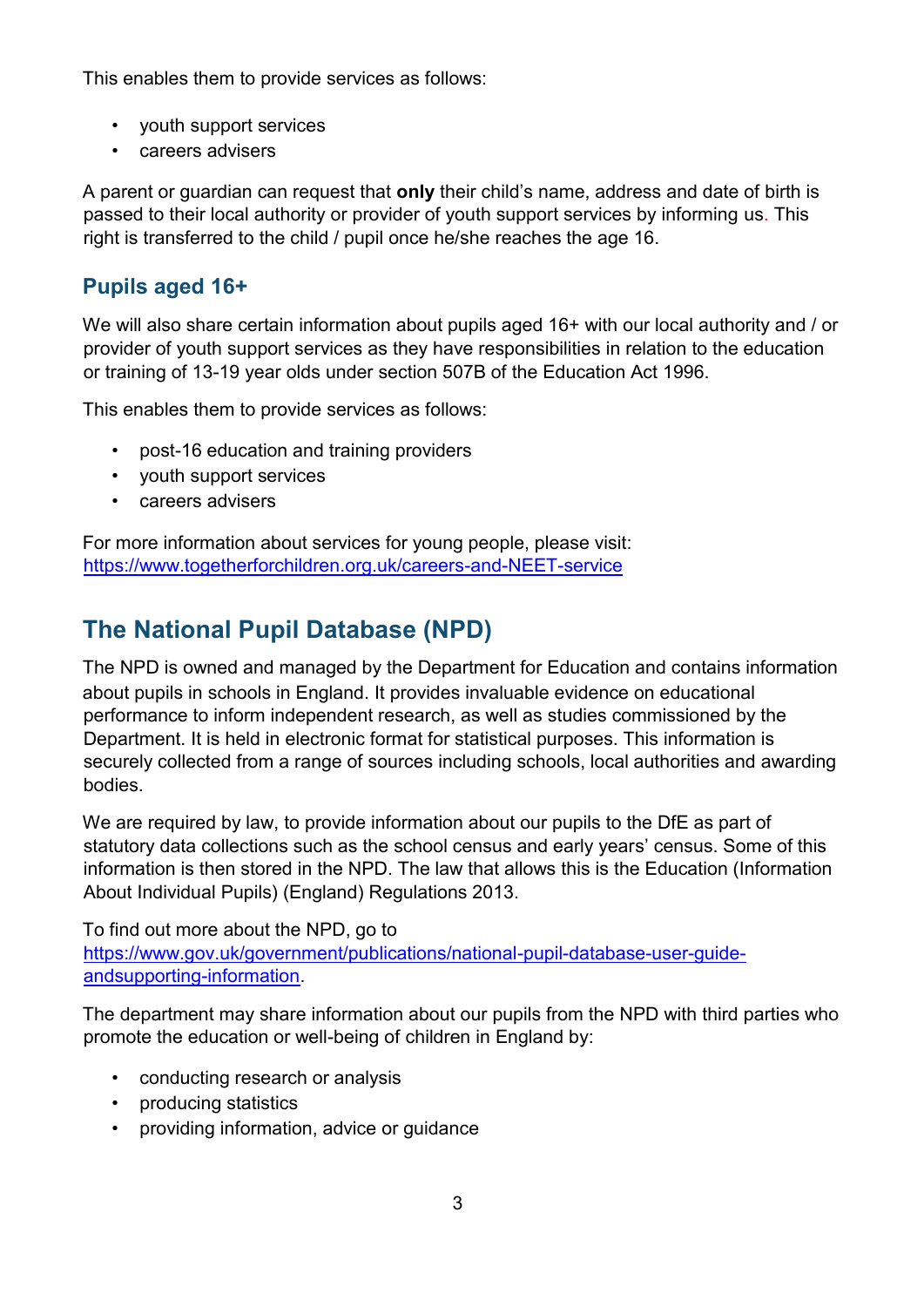This enables them to provide services as follows:

- youth support services
- careers advisers

A parent or guardian can request that **only** their child's name, address and date of birth is passed to their local authority or provider of youth support services by informing us. This right is transferred to the child / pupil once he/she reaches the age 16.

### Pupils aged 16+

We will also share certain information about pupils aged 16+ with our local authority and / or provider of youth support services as they have responsibilities in relation to the education or training of 13-19 year olds under section 507B of the Education Act 1996.

This enables them to provide services as follows:

- post-16 education and training providers
- youth support services
- careers advisers

For more information about services for young people, please visit: [https://www.togetherforchildren.org.uk/careers-and-NEET-service](https://www.togetherforchildren.org.uk/careers-and-NEET-service)

## The National Pupil Database (NPD)

The NPD is owned and managed by the Department for Education and contains information about pupils in schools in England. It provides invaluable evidence on educational performance to inform independent research, as well as studies commissioned by the Department. It is held in electronic format for statistical purposes. This information is securely collected from a range of sources including schools, local authorities and awarding bodies.

We are required by law, to provide information about our pupils to the DfE as part of statutory data collections such as the school census and early years' census. Some of this information is then stored in the NPD. The law that allows this is the Education (Information About Individual Pupils) (England) Regulations 2013.

To find out more about the NPD, go to [https://www.gov.uk/government/publications/national-pupil-database-user-guide-andsupporting-information](https://www.gov.uk/government/publications/national-pupil-database-user-guide-andsupporting-information).

The department may share information about our pupils from the NPD with third parties who promote the education or well-being of children in England by:

- conducting research or analysis
- producing statistics
- providing information, advice or guidance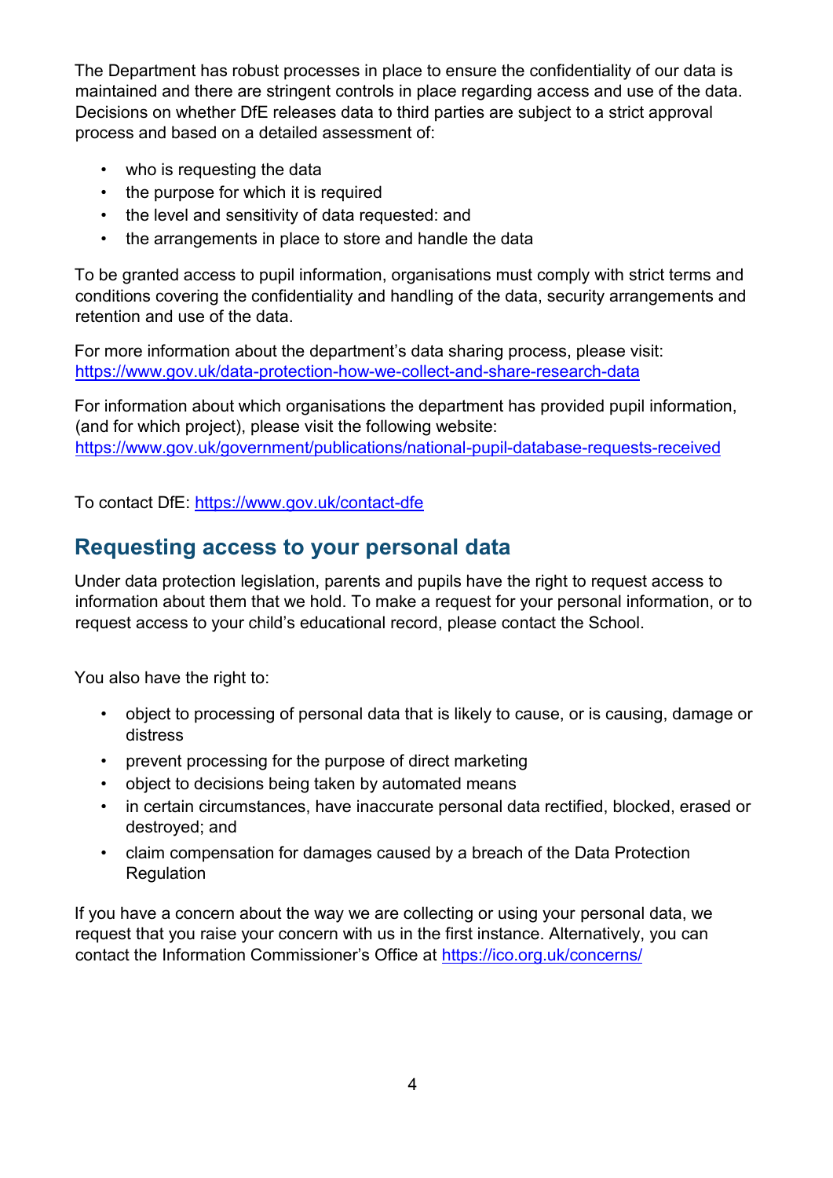The Department has robust processes in place to ensure the confidentiality of our data is maintained and there are stringent controls in place regarding access and use of the data. Decisions on whether DfE releases data to third parties are subject to a strict approval process and based on a detailed assessment of:

- who is requesting the data
- the purpose for which it is required
- the level and sensitivity of data requested: and
- the arrangements in place to store and handle the data

To be granted access to pupil information, organisations must comply with strict terms and conditions covering the confidentiality and handling of the data, security arrangements and retention and use of the data.

For more information about the department's data sharing process, please visit: https://www.gov.uk/data-protection-how-we-collect-and-share-research-data

For information about which organisations the department has provided pupil information, (and for which project), please visit the following website: https://www.gov.uk/government/publications/national-pupil-database-requests-received

To contact DfE: https://www.gov.uk/contact-dfe

## Requesting access to your personal data

Under data protection legislation, parents and pupils have the right to request access to information about them that we hold. To make a request for your personal information, or to request access to your child's educational record, please contact the School.

You also have the right to:

- object to processing of personal data that is likely to cause, or is causing, damage or distress
- prevent processing for the purpose of direct marketing
- object to decisions being taken by automated means
- in certain circumstances, have inaccurate personal data rectified, blocked, erased or destroyed; and
- claim compensation for damages caused by a breach of the Data Protection Regulation

If you have a concern about the way we are collecting or using your personal data, we request that you raise your concern with us in the first instance. Alternatively, you can contact the Information Commissioner's Office at https://ico.org.uk/concerns/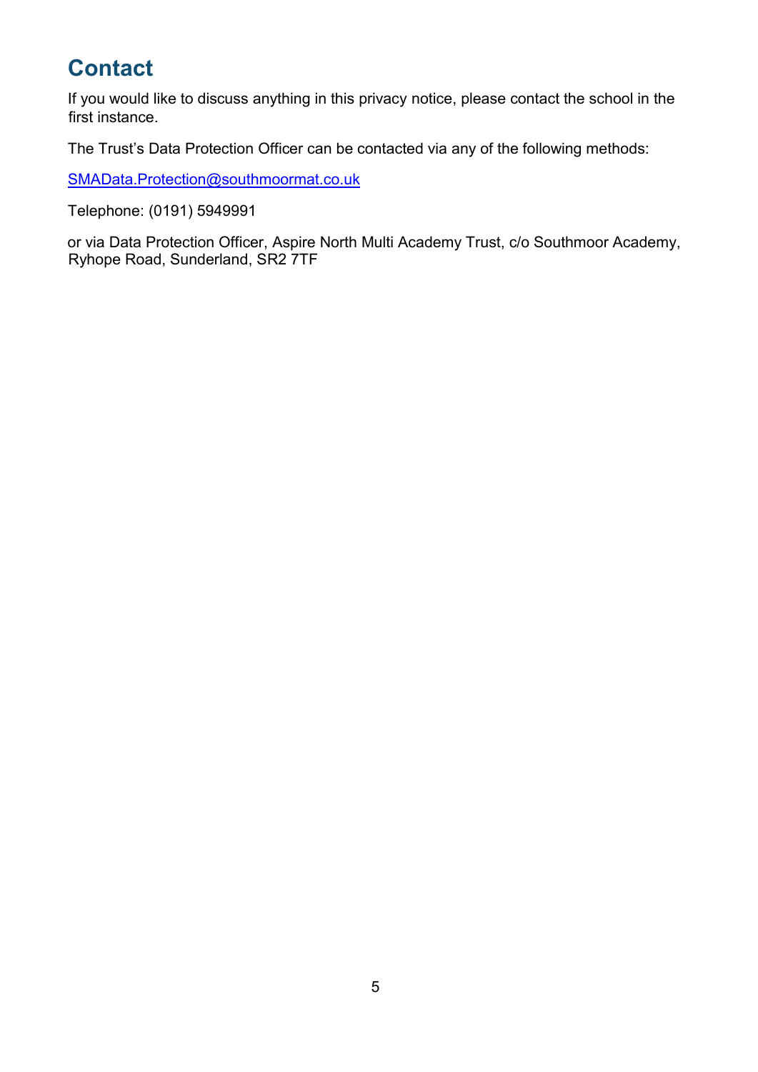## Contact

If you would like to discuss anything in this privacy notice, please contact the school in the first instance.

The Trust's Data Protection Officer can be contacted via any of the following methods:

SMAData.Protection@southmoormat.co.uk

Telephone: (0191) 5949991

or via Data Protection Officer, Aspire North Multi Academy Trust, c/o Southmoor Academy, Ryhope Road, Sunderland, SR2 7TF